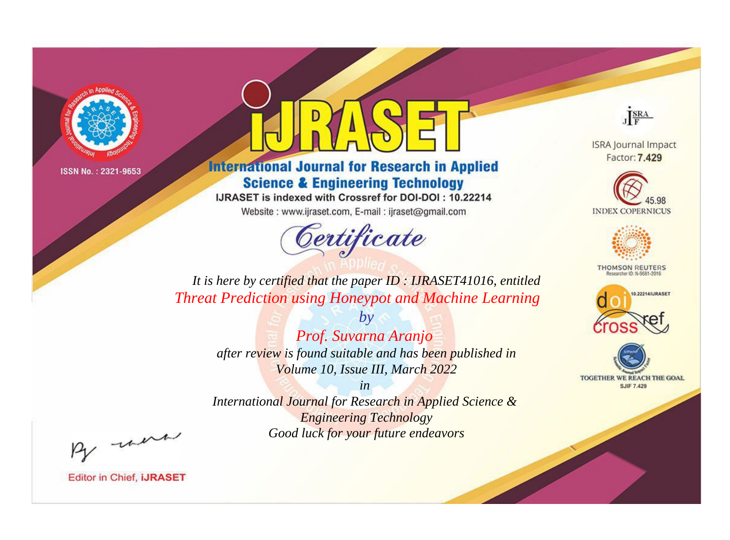ISSN No. : 2321-9653

# IJRASET

## International Journal for Research in Applied Science & Engineering Technology

IJRASET is indexed with Crossref for DOI-DOI : 10.22214

Website : www.ijraset.com, E-mail : ijraset@gmail.com

ISRA Journal Impact Factor: **7.429**

45.98 INDEX COPERNICUS

THOMSON REUTERS Researcher ID: N-9681-2016

10.22214/IJRASET

TOGETHER WE REACH THE GOAL SJIF 7.429

## *Certificate*

*It is here by certified that the paper ID : IJRASET41016, entitled*

*Threat Prediction using Honeypot and Machine Learning*

*by*

*Prof. Suvarna Aranjo*

*after review is found suitable and has been published in*

*Volume 10, Issue III, March 2022*

*in*

*International Journal for Research in Applied Science & Engineering Technology*

*Good luck for your future endeavors*

Editor in Chief, **iJRASET**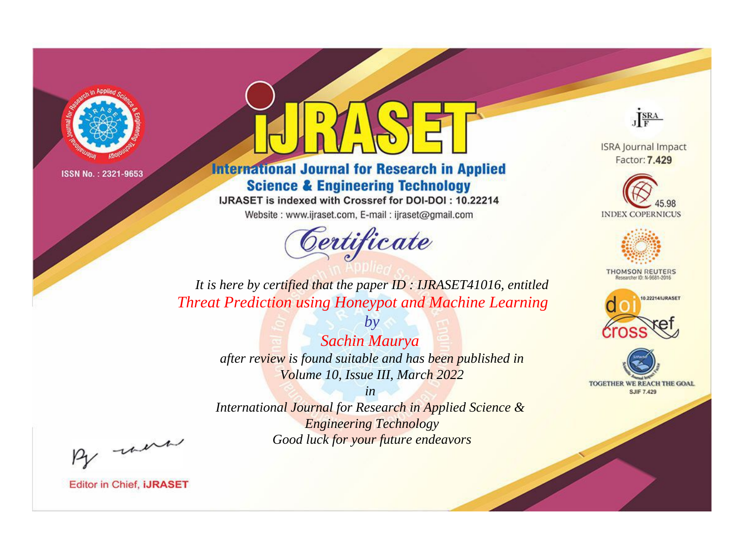ISSN No. : 2321-9653

# iJRASET

## International Journal for Research in Applied Science & Engineering Technology

IJRASET is indexed with Crossref for DOI-DOI : 10.22214

Website : www.ijraset.com, E-mail : ijraset@gmail.com

# Certificate

*It is here by certified that the paper ID : IJRASET41016, entitled*

*Threat Prediction using Honeypot and Machine Learning*

*by*

*Sachin Maurya*

*after review is found suitable and has been published in*

*Volume 10, Issue III, March 2022*

*in*

*International Journal for Research in Applied Science & Engineering Technology*

*Good luck for your future endeavors*

ISRA Journal Impact Factor: **7.429**

45.98 INDEX COPERNICUS

THOMSON REUTERS Researcher ID: N-9681-2016

10.22214/IJRASET

TOGETHER WE REACH THE GOAL SJIF 7.429

Editor in Chief, **iJRASET**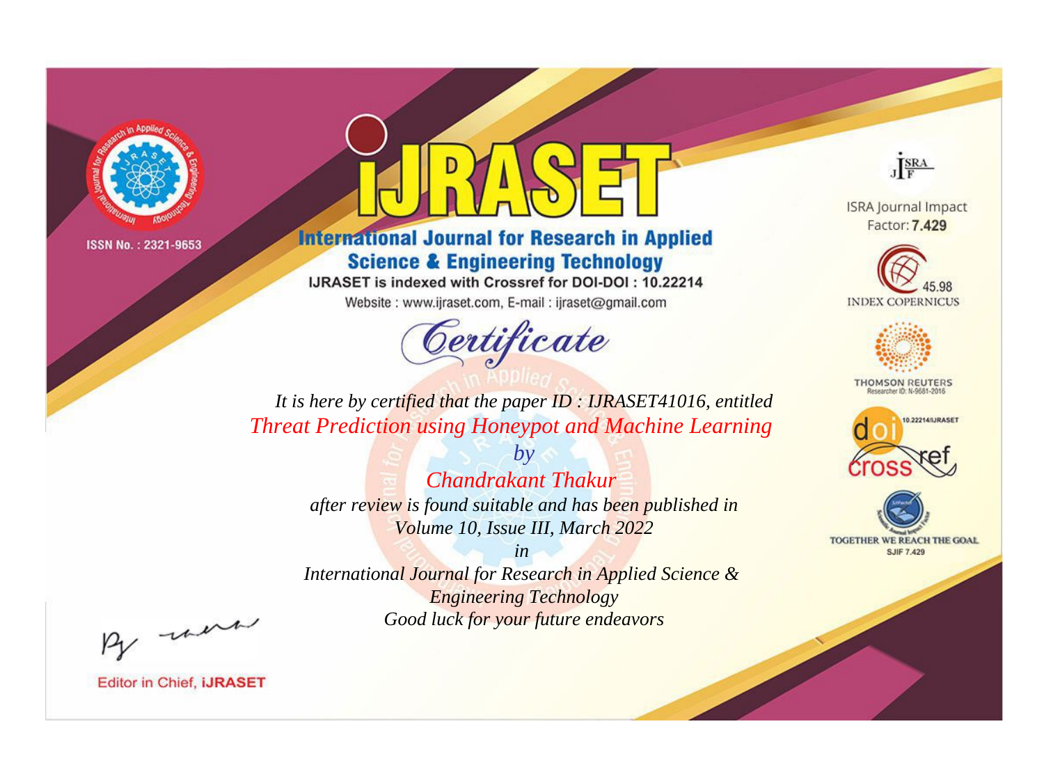ISSN No. : 2321-9653

# iJRASET

## International Journal for Research in Applied Science & Engineering Technology

IJRASET is indexed with Crossref for DOI-DOI : 10.22214

Website : www.ijraset.com, E-mail : ijraset@gmail.com

# *Certificate*

*It is here by certified that the paper ID : IJRASET41016, entitled*

*Threat Prediction using Honeypot and Machine Learning*

*by*

*Chandrakant Thakur*

*after review is found suitable and has been published in*

*Volume 10, Issue III, March 2022*

*in*

*International Journal for Research in Applied Science & Engineering Technology*

*Good luck for your future endeavors*

ISRA Journal Impact Factor: **7.429**

45.98 INDEX COPERNICUS

THOMSON REUTERS Researcher ID: N-9681-2016

10.22214/IJRASET

TOGETHER WE REACH THE GOAL SJIF 7.429

Editor in Chief, **iJRASET**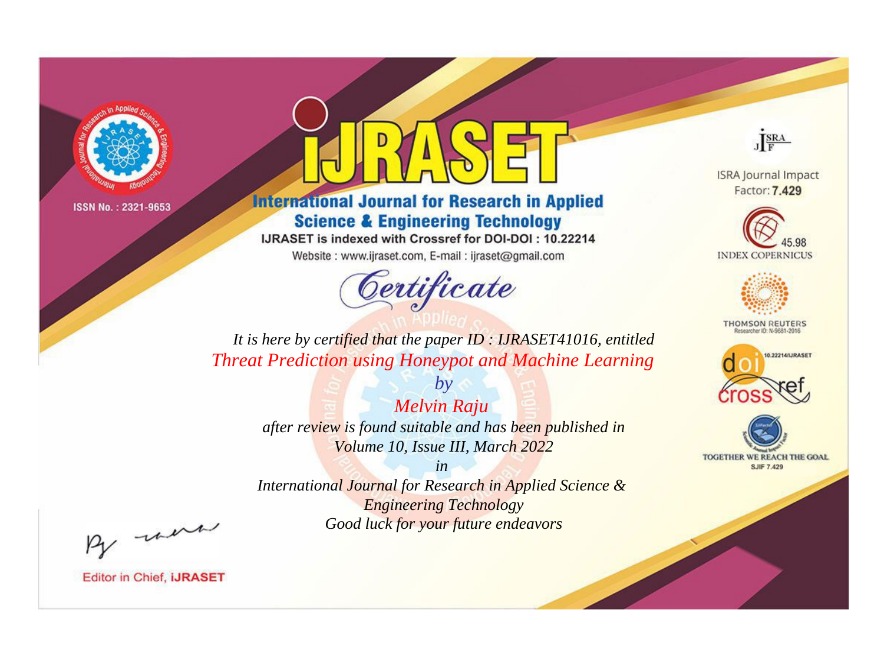ISSN No. : 2321-9653

# IJRASET

## International Journal for Research in Applied Science & Engineering Technology

IJRASET is indexed with Crossref for DOI-DOI : 10.22214

Website : www.ijraset.com, E-mail : ijraset@gmail.com

*Certificate*

*It is here by certified that the paper ID : IJRASET41016, entitled*

*Threat Prediction using Honeypot and Machine Learning*

*by*

*Melvin Raju*

*after review is found suitable and has been published in*

*Volume 10, Issue III, March 2022*

*in*

*International Journal for Research in Applied Science & Engineering Technology*

*Good luck for your future endeavors*

ISRA Journal Impact Factor: **7.429**

45.98 INDEX COPERNICUS

THOMSON REUTERS

Researcher ID: N-9681-2016

10.22214/IJRASET

TOGETHER WE REACH THE GOAL

SJIF 7.429

Editor in Chief, **IJRASET**